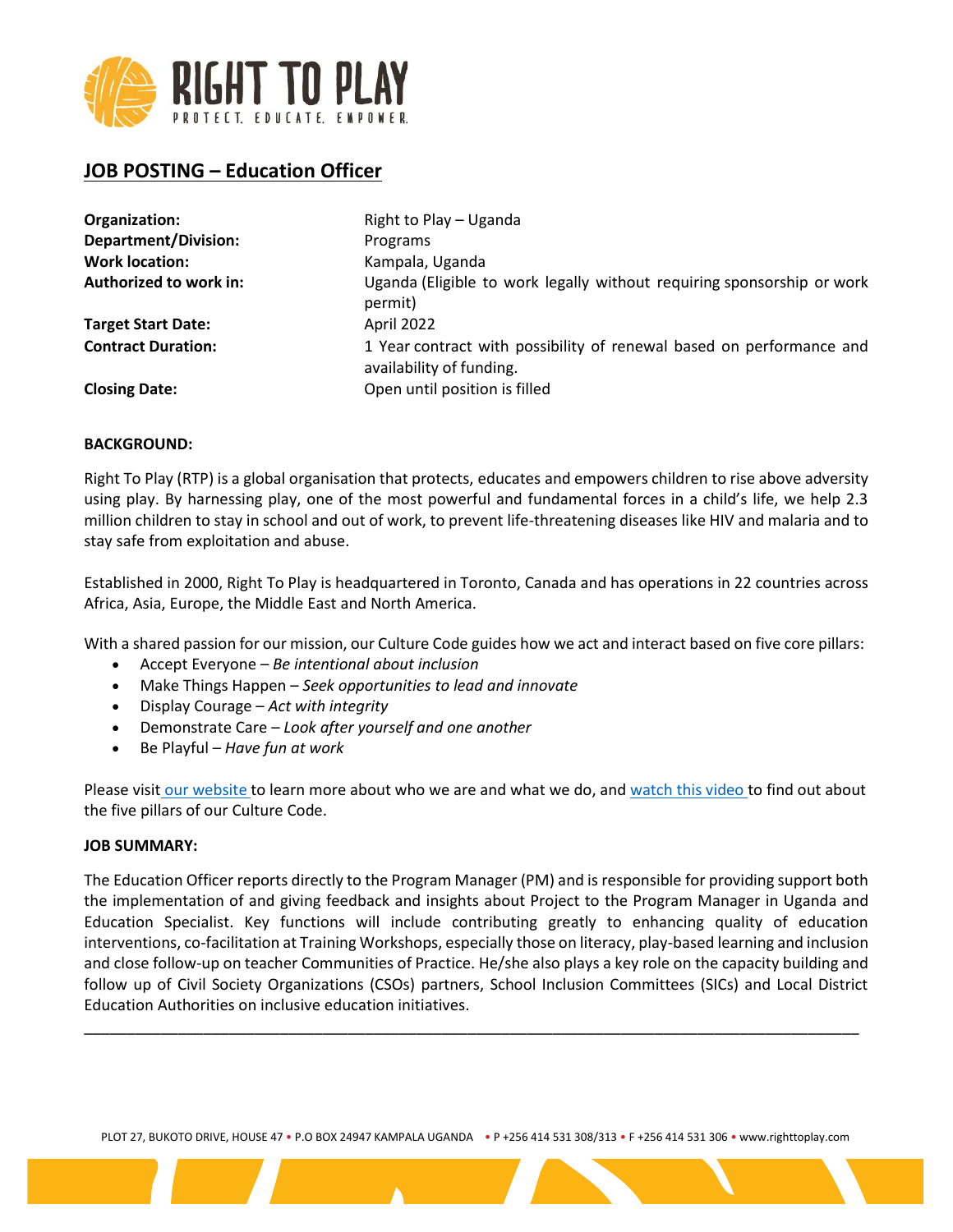# JOB POSTING – Education Officer

| | |
|---|---|
| **Organization:** | Right to Play – Uganda |
| **Department/Division:** | Programs |
| **Work location:** | Kampala, Uganda |
| **Authorized to work in:** | Uganda (Eligible to work legally without requiring sponsorship or work permit) |
| **Target Start Date:** | April 2022 |
| **Contract Duration:** | 1 Year contract with possibility of renewal based on performance and availability of funding. |
| **Closing Date:** | Open until position is filled |

**BACKGROUND:**

Right To Play (RTP) is a global organisation that protects, educates and empowers children to rise above adversity using play. By harnessing play, one of the most powerful and fundamental forces in a child's life, we help 2.3 million children to stay in school and out of work, to prevent life-threatening diseases like HIV and malaria and to stay safe from exploitation and abuse.

Established in 2000, Right To Play is headquartered in Toronto, Canada and has operations in 22 countries across Africa, Asia, Europe, the Middle East and North America.

With a shared passion for our mission, our Culture Code guides how we act and interact based on five core pillars:

- Accept Everyone – *Be intentional about inclusion*
- Make Things Happen – *Seek opportunities to lead and innovate*
- Display Courage – *Act with integrity*
- Demonstrate Care – *Look after yourself and one another*
- Be Playful – *Have fun at work*

Please visit our website to learn more about who we are and what we do, and watch this video to find out about the five pillars of our Culture Code.

**JOB SUMMARY:**

The Education Officer reports directly to the Program Manager (PM) and is responsible for providing support both the implementation of and giving feedback and insights about Project to the Program Manager in Uganda and Education Specialist. Key functions will include contributing greatly to enhancing quality of education interventions, co-facilitation at Training Workshops, especially those on literacy, play-based learning and inclusion and close follow-up on teacher Communities of Practice. He/she also plays a key role on the capacity building and follow up of Civil Society Organizations (CSOs) partners, School Inclusion Committees (SICs) and Local District Education Authorities on inclusive education initiatives.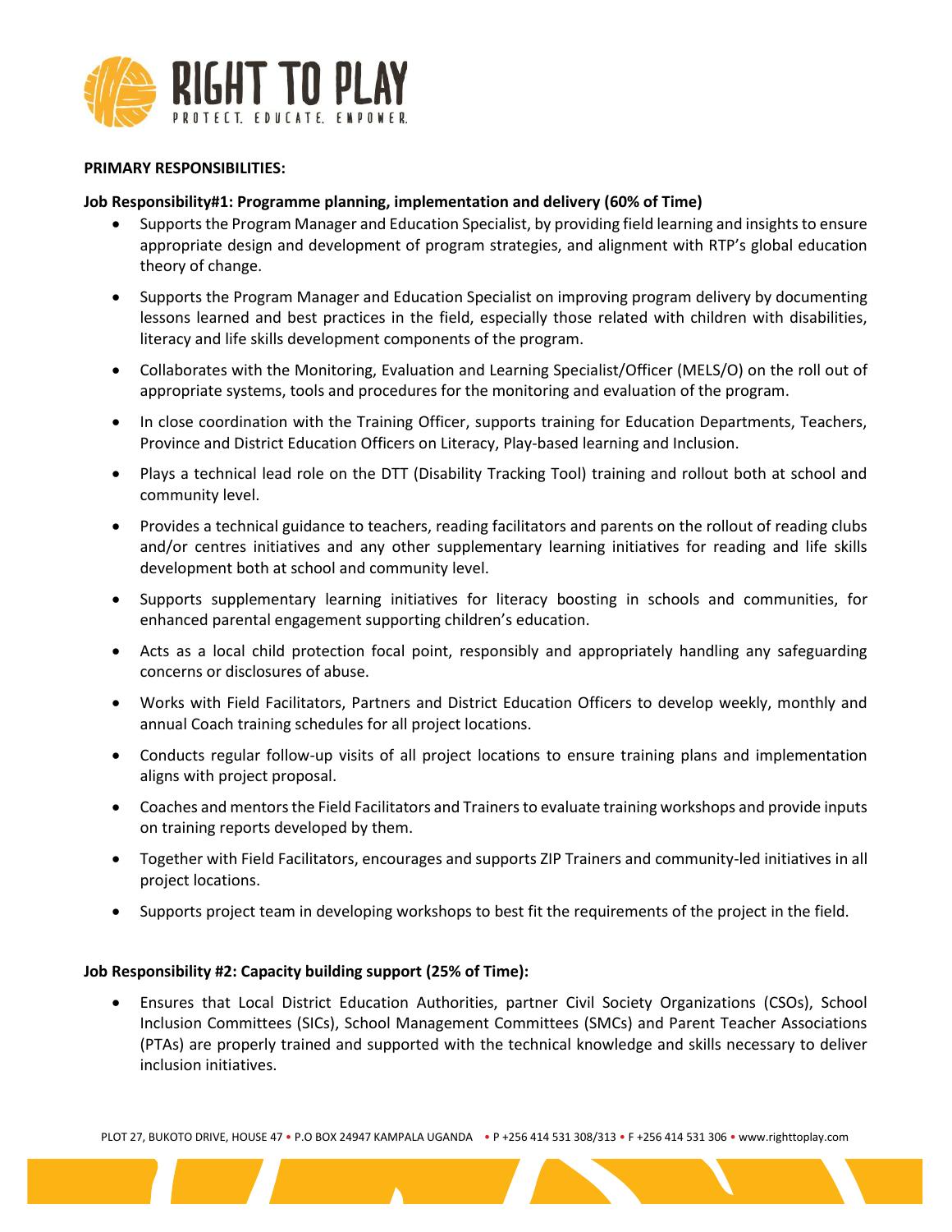**PRIMARY RESPONSIBILITIES:**

**Job Responsibility#1: Programme planning, implementation and delivery (60% of Time)**

- Supports the Program Manager and Education Specialist, by providing field learning and insights to ensure appropriate design and development of program strategies, and alignment with RTP's global education theory of change.
- Supports the Program Manager and Education Specialist on improving program delivery by documenting lessons learned and best practices in the field, especially those related with children with disabilities, literacy and life skills development components of the program.
- Collaborates with the Monitoring, Evaluation and Learning Specialist/Officer (MELS/O) on the roll out of appropriate systems, tools and procedures for the monitoring and evaluation of the program.
- In close coordination with the Training Officer, supports training for Education Departments, Teachers, Province and District Education Officers on Literacy, Play-based learning and Inclusion.
- Plays a technical lead role on the DTT (Disability Tracking Tool) training and rollout both at school and community level.
- Provides a technical guidance to teachers, reading facilitators and parents on the rollout of reading clubs and/or centres initiatives and any other supplementary learning initiatives for reading and life skills development both at school and community level.
- Supports supplementary learning initiatives for literacy boosting in schools and communities, for enhanced parental engagement supporting children's education.
- Acts as a local child protection focal point, responsibly and appropriately handling any safeguarding concerns or disclosures of abuse.
- Works with Field Facilitators, Partners and District Education Officers to develop weekly, monthly and annual Coach training schedules for all project locations.
- Conducts regular follow-up visits of all project locations to ensure training plans and implementation aligns with project proposal.
- Coaches and mentors the Field Facilitators and Trainers to evaluate training workshops and provide inputs on training reports developed by them.
- Together with Field Facilitators, encourages and supports ZIP Trainers and community-led initiatives in all project locations.
- Supports project team in developing workshops to best fit the requirements of the project in the field.

**Job Responsibility #2: Capacity building support (25% of Time):**

- Ensures that Local District Education Authorities, partner Civil Society Organizations (CSOs), School Inclusion Committees (SICs), School Management Committees (SMCs) and Parent Teacher Associations (PTAs) are properly trained and supported with the technical knowledge and skills necessary to deliver inclusion initiatives.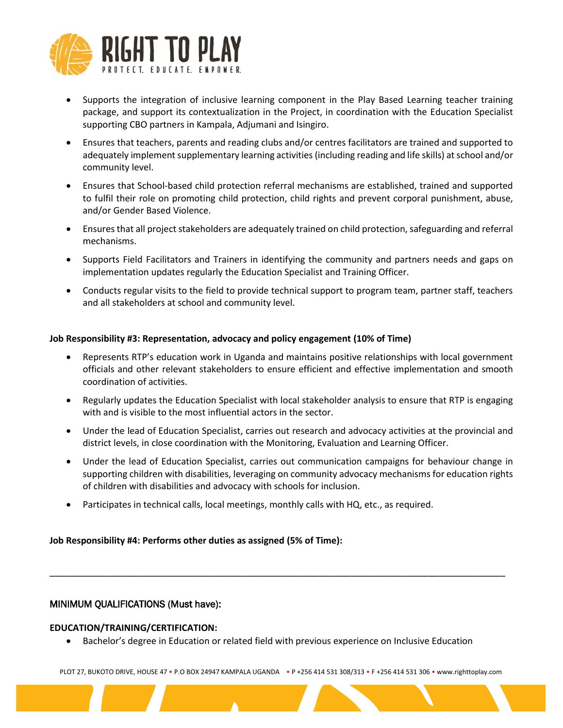- Supports the integration of inclusive learning component in the Play Based Learning teacher training package, and support its contextualization in the Project, in coordination with the Education Specialist supporting CBO partners in Kampala, Adjumani and Isingiro.
- Ensures that teachers, parents and reading clubs and/or centres facilitators are trained and supported to adequately implement supplementary learning activities (including reading and life skills) at school and/or community level.
- Ensures that School-based child protection referral mechanisms are established, trained and supported to fulfil their role on promoting child protection, child rights and prevent corporal punishment, abuse, and/or Gender Based Violence.
- Ensures that all project stakeholders are adequately trained on child protection, safeguarding and referral mechanisms.
- Supports Field Facilitators and Trainers in identifying the community and partners needs and gaps on implementation updates regularly the Education Specialist and Training Officer.
- Conducts regular visits to the field to provide technical support to program team, partner staff, teachers and all stakeholders at school and community level.

**Job Responsibility #3: Representation, advocacy and policy engagement (10% of Time)**

- Represents RTP's education work in Uganda and maintains positive relationships with local government officials and other relevant stakeholders to ensure efficient and effective implementation and smooth coordination of activities.
- Regularly updates the Education Specialist with local stakeholder analysis to ensure that RTP is engaging with and is visible to the most influential actors in the sector.
- Under the lead of Education Specialist, carries out research and advocacy activities at the provincial and district levels, in close coordination with the Monitoring, Evaluation and Learning Officer.
- Under the lead of Education Specialist, carries out communication campaigns for behaviour change in supporting children with disabilities, leveraging on community advocacy mechanisms for education rights of children with disabilities and advocacy with schools for inclusion.
- Participates in technical calls, local meetings, monthly calls with HQ, etc., as required.

**Job Responsibility #4: Performs other duties as assigned (5% of Time):**

---

MINIMUM QUALIFICATIONS (Must have):

**EDUCATION/TRAINING/CERTIFICATION:**

- Bachelor's degree in Education or related field with previous experience on Inclusive Education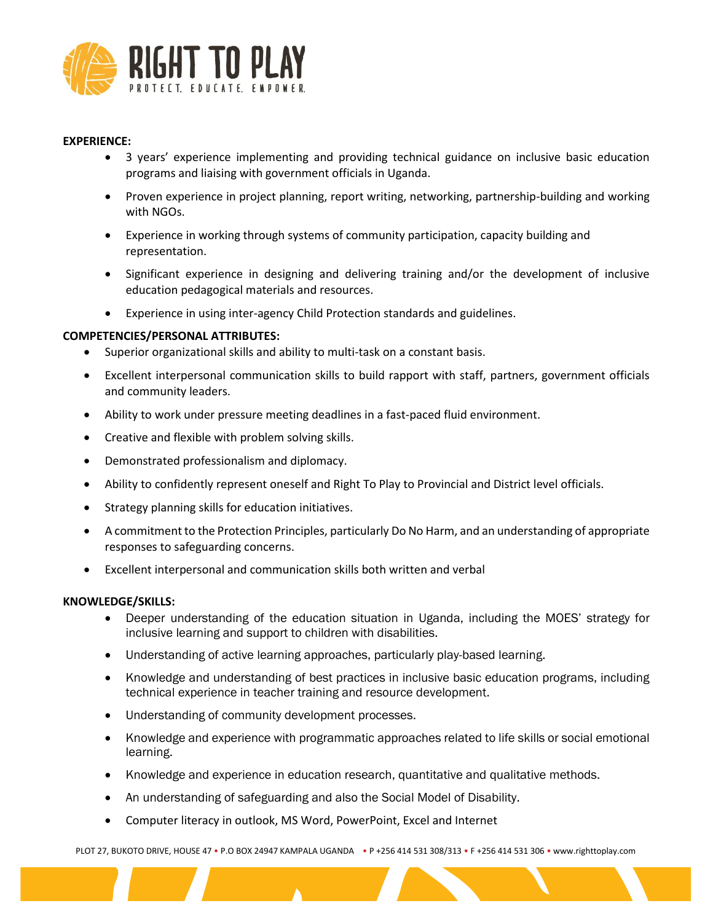**EXPERIENCE:**

- 3 years' experience implementing and providing technical guidance on inclusive basic education programs and liaising with government officials in Uganda.
- Proven experience in project planning, report writing, networking, partnership-building and working with NGOs.
- Experience in working through systems of community participation, capacity building and representation.
- Significant experience in designing and delivering training and/or the development of inclusive education pedagogical materials and resources.
- Experience in using inter-agency Child Protection standards and guidelines.

**COMPETENCIES/PERSONAL ATTRIBUTES:**

- Superior organizational skills and ability to multi-task on a constant basis.
- Excellent interpersonal communication skills to build rapport with staff, partners, government officials and community leaders.
- Ability to work under pressure meeting deadlines in a fast-paced fluid environment.
- Creative and flexible with problem solving skills.
- Demonstrated professionalism and diplomacy.
- Ability to confidently represent oneself and Right To Play to Provincial and District level officials.
- Strategy planning skills for education initiatives.
- A commitment to the Protection Principles, particularly Do No Harm, and an understanding of appropriate responses to safeguarding concerns.
- Excellent interpersonal and communication skills both written and verbal

**KNOWLEDGE/SKILLS:**

- Deeper understanding of the education situation in Uganda, including the MOES' strategy for inclusive learning and support to children with disabilities.
- Understanding of active learning approaches, particularly play-based learning.
- Knowledge and understanding of best practices in inclusive basic education programs, including technical experience in teacher training and resource development.
- Understanding of community development processes.
- Knowledge and experience with programmatic approaches related to life skills or social emotional learning.
- Knowledge and experience in education research, quantitative and qualitative methods.
- An understanding of safeguarding and also the Social Model of Disability.
- Computer literacy in outlook, MS Word, PowerPoint, Excel and Internet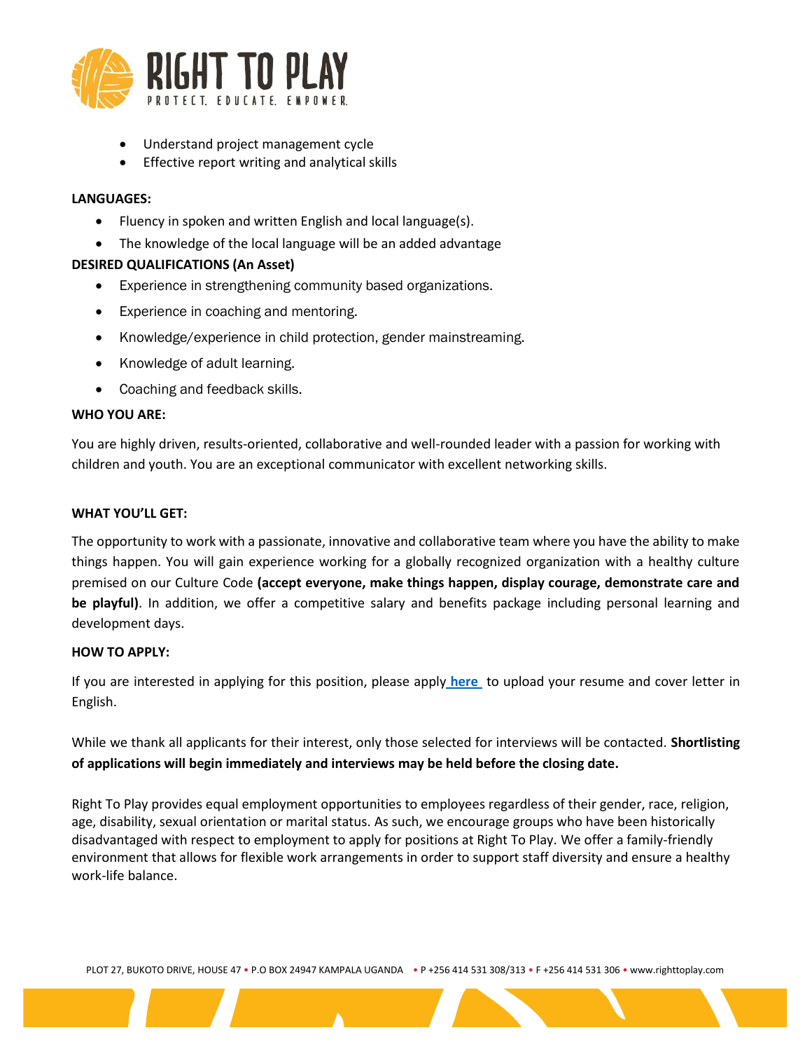- Understand project management cycle
- Effective report writing and analytical skills

**LANGUAGES:**

- Fluency in spoken and written English and local language(s).
- The knowledge of the local language will be an added advantage

**DESIRED QUALIFICATIONS (An Asset)**

- Experience in strengthening community based organizations.
- Experience in coaching and mentoring.
- Knowledge/experience in child protection, gender mainstreaming.
- Knowledge of adult learning.
- Coaching and feedback skills.

**WHO YOU ARE:**

You are highly driven, results-oriented, collaborative and well-rounded leader with a passion for working with children and youth. You are an exceptional communicator with excellent networking skills.

**WHAT YOU'LL GET:**

The opportunity to work with a passionate, innovative and collaborative team where you have the ability to make things happen. You will gain experience working for a globally recognized organization with a healthy culture premised on our Culture Code **(accept everyone, make things happen, display courage, demonstrate care and be playful)**. In addition, we offer a competitive salary and benefits package including personal learning and development days.

**HOW TO APPLY:**

If you are interested in applying for this position, please apply **here** to upload your resume and cover letter in English.

While we thank all applicants for their interest, only those selected for interviews will be contacted. **Shortlisting of applications will begin immediately and interviews may be held before the closing date.**

Right To Play provides equal employment opportunities to employees regardless of their gender, race, religion, age, disability, sexual orientation or marital status. As such, we encourage groups who have been historically disadvantaged with respect to employment to apply for positions at Right To Play. We offer a family-friendly environment that allows for flexible work arrangements in order to support staff diversity and ensure a healthy work-life balance.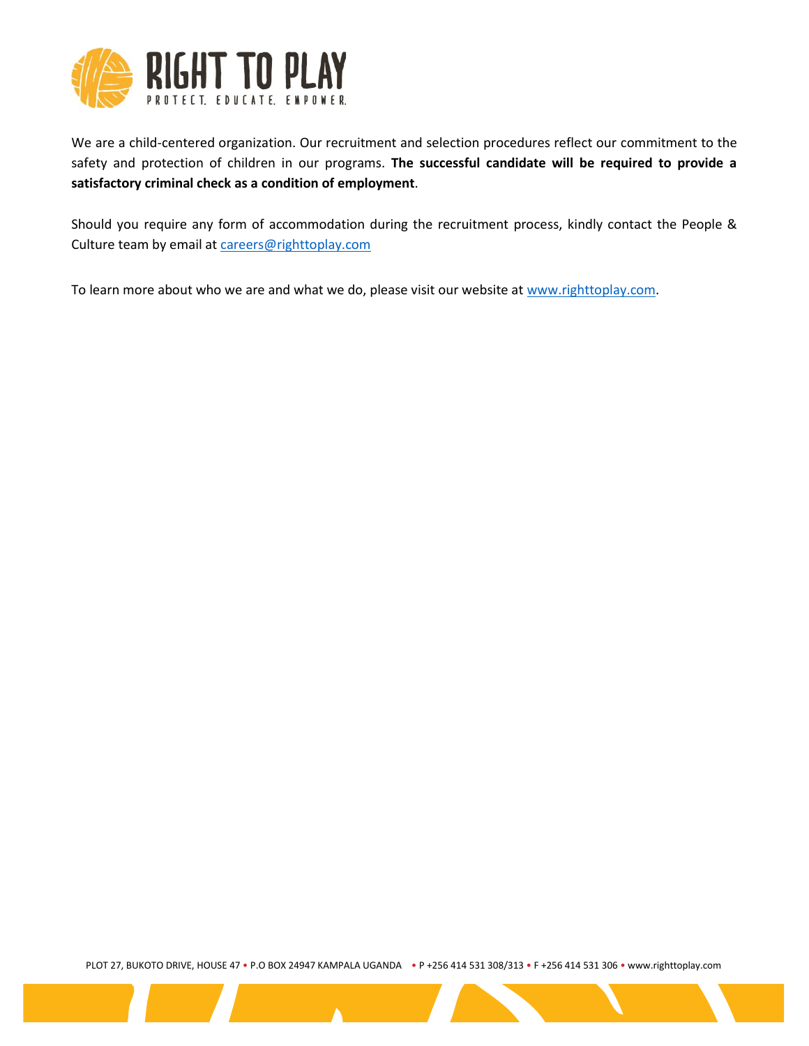We are a child-centered organization. Our recruitment and selection procedures reflect our commitment to the safety and protection of children in our programs. **The successful candidate will be required to provide a satisfactory criminal check as a condition of employment**.

Should you require any form of accommodation during the recruitment process, kindly contact the People & Culture team by email at careers@righttoplay.com

To learn more about who we are and what we do, please visit our website at www.righttoplay.com.